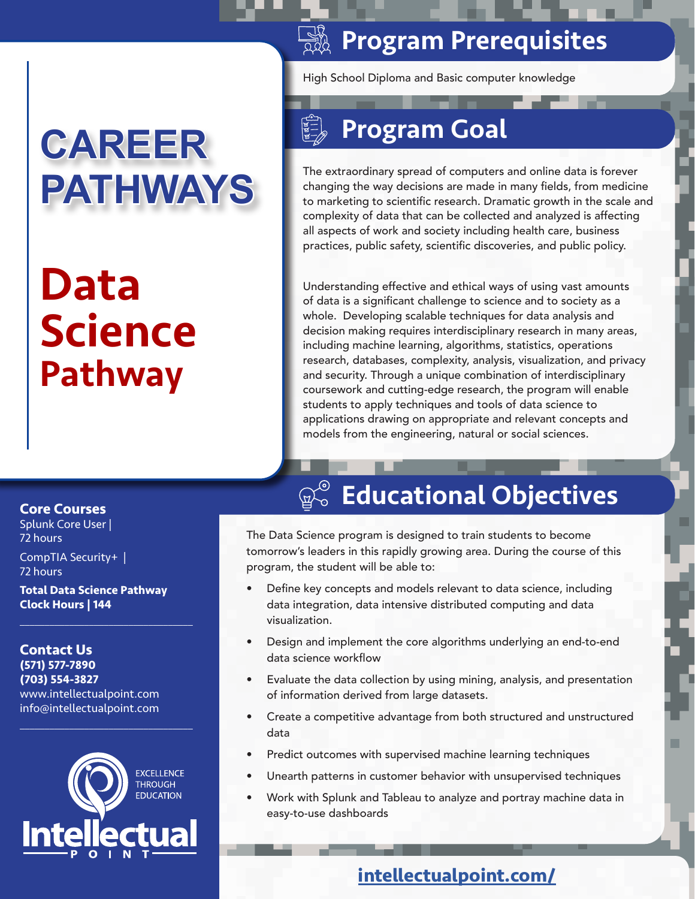# CAREER PATHWAYS

# Data Science Pathway

## Program Prerequisites

High School Diploma and Basic computer knowledge

## Program Goal

The extraordinary spread of computers and online data is forever changing the way decisions are made in many fields, from medicine to marketing to scientific research. Dramatic growth in the scale and complexity of data that can be collected and analyzed is affecting all aspects of work and society including health care, business practices, public safety, scientific discoveries, and public policy.

Understanding effective and ethical ways of using vast amounts of data is a significant challenge to science and to society as a whole. Developing scalable techniques for data analysis and decision making requires interdisciplinary research in many areas, including machine learning, algorithms, statistics, operations research, databases, complexity, analysis, visualization, and privacy and security. Through a unique combination of interdisciplinary coursework and cutting-edge research, the program will enable students to apply techniques and tools of data science to applications drawing on appropriate and relevant concepts and models from the engineering, natural or social sciences.

## Educational Objectives

The Data Science program is designed to train students to become tomorrow's leaders in this rapidly growing area. During the course of this program, the student will be able to:

- Define key concepts and models relevant to data science, including data integration, data intensive distributed computing and data visualization.
- Design and implement the core algorithms underlying an end-to-end data science workflow
- Evaluate the data collection by using mining, analysis, and presentation of information derived from large datasets.
- Create a competitive advantage from both structured and unstructured data
- Predict outcomes with supervised machine learning techniques
- Unearth patterns in customer behavior with unsupervised techniques
- Work with Splunk and Tableau to analyze and portray machine data in easy-to-use dashboards

### Core Courses

Splunk Core User | 72 hours

CompTIA Security+ | 72 hours

**Total Data Science Pathway Clock Hours | 144**

### Contact Us

**(571) 577-7890**
**(703) 554-3827**
www.intellectualpoint.com
info@intellectualpoint.com

Intellectual Point — Excellence Through Education

intellectualpoint.com/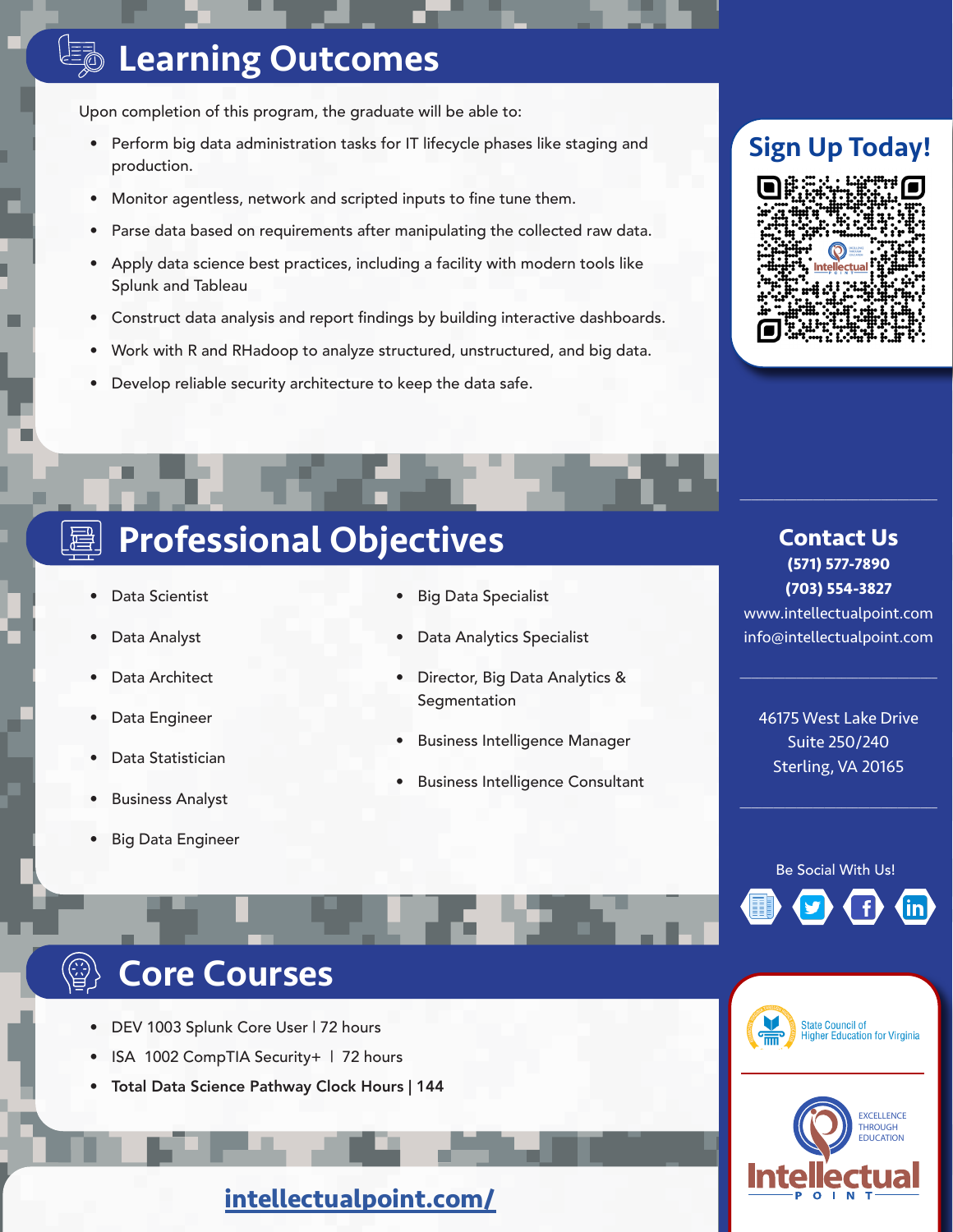## Learning Outcomes

Upon completion of this program, the graduate will be able to:

- Perform big data administration tasks for IT lifecycle phases like staging and production.
- Monitor agentless, network and scripted inputs to fine tune them.
- Parse data based on requirements after manipulating the collected raw data.
- Apply data science best practices, including a facility with modern tools like Splunk and Tableau
- Construct data analysis and report findings by building interactive dashboards.
- Work with R and RHadoop to analyze structured, unstructured, and big data.
- Develop reliable security architecture to keep the data safe.

## Professional Objectives

- Data Scientist
- Data Analyst
- Data Architect
- Data Engineer
- Data Statistician
- Business Analyst
- Big Data Engineer
- Big Data Specialist
- Data Analytics Specialist
- Director, Big Data Analytics & Segmentation
- Business Intelligence Manager
- Business Intelligence Consultant

## Core Courses

- DEV 1003 Splunk Core User | 72 hours
- ISA 1002 CompTIA Security+ | 72 hours
- **Total Data Science Pathway Clock Hours | 144**

**intellectualpoint.com/**

## Sign Up Today!

## Contact Us

**(571) 577-7890**
**(703) 554-3827**
www.intellectualpoint.com
info@intellectualpoint.com

46175 West Lake Drive
Suite 250/240
Sterling, VA 20165

Be Social With Us!

State Council of Higher Education for Virginia

EXCELLENCE THROUGH EDUCATION

Intellectual POINT